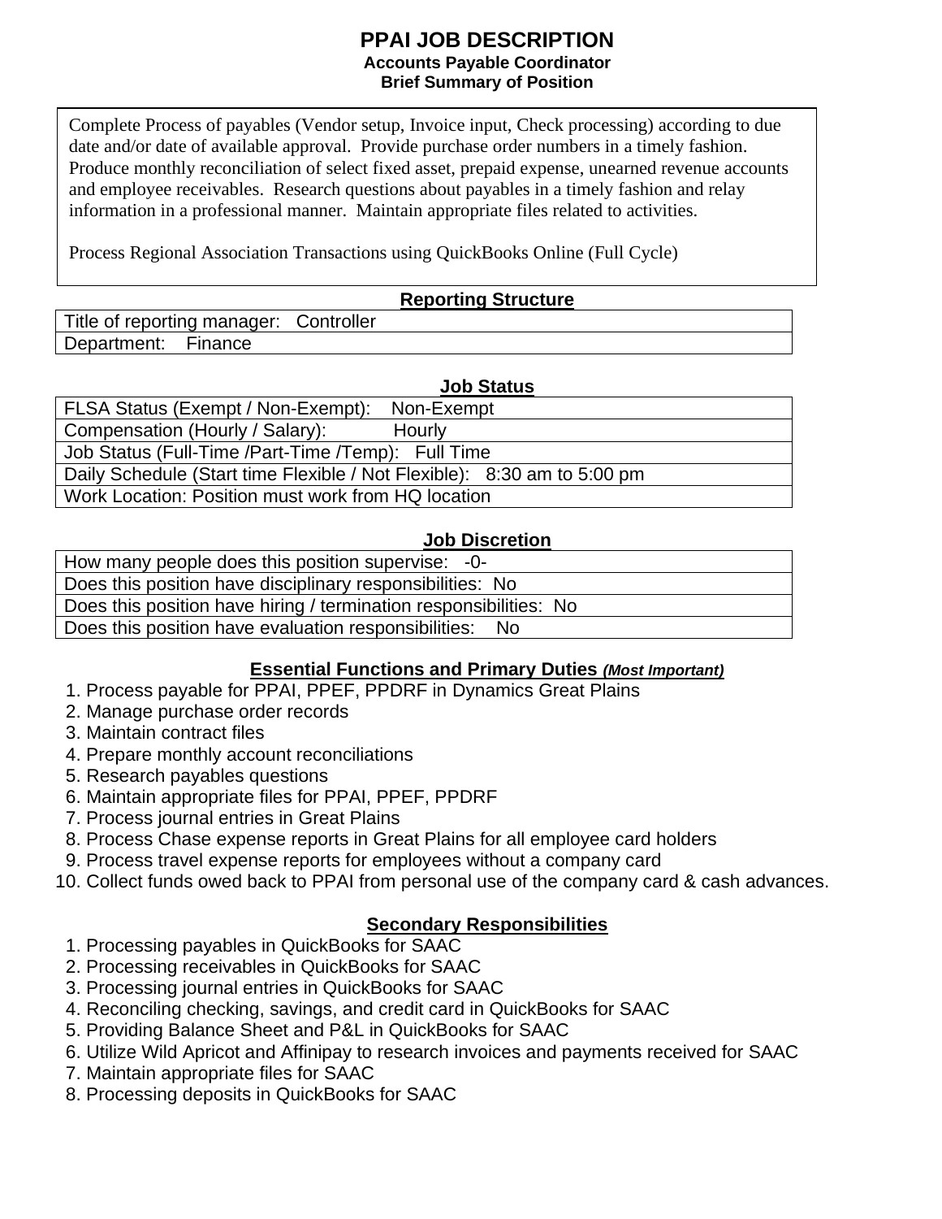# PPAI JOB DESCRIPTION

### Accounts Payable Coordinator

### Brief Summary of Position

Complete Process of payables (Vendor setup, Invoice input, Check processing) according to due date and/or date of available approval. Provide purchase order numbers in a timely fashion. Produce monthly reconciliation of select fixed asset, prepaid expense, unearned revenue accounts and employee receivables. Research questions about payables in a timely fashion and relay information in a professional manner. Maintain appropriate files related to activities.

Process Regional Association Transactions using QuickBooks Online (Full Cycle)

## Reporting Structure

| Title of reporting manager: Controller |
|---|
| Department: Finance |

## Job Status

| FLSA Status (Exempt / Non-Exempt): Non-Exempt |
|---|
| Compensation (Hourly / Salary): Hourly |
| Job Status (Full-Time /Part-Time /Temp): Full Time |
| Daily Schedule (Start time Flexible / Not Flexible): 8:30 am to 5:00 pm |
| Work Location: Position must work from HQ location |

## Job Discretion

| How many people does this position supervise: -0- |
|---|
| Does this position have disciplinary responsibilities: No |
| Does this position have hiring / termination responsibilities: No |
| Does this position have evaluation responsibilities: No |

## Essential Functions and Primary Duties *(Most Important)*

1. Process payable for PPAI, PPEF, PPDRF in Dynamics Great Plains
2. Manage purchase order records
3. Maintain contract files
4. Prepare monthly account reconciliations
5. Research payables questions
6. Maintain appropriate files for PPAI, PPEF, PPDRF
7. Process journal entries in Great Plains
8. Process Chase expense reports in Great Plains for all employee card holders
9. Process travel expense reports for employees without a company card
10. Collect funds owed back to PPAI from personal use of the company card & cash advances.

## Secondary Responsibilities

1. Processing payables in QuickBooks for SAAC
2. Processing receivables in QuickBooks for SAAC
3. Processing journal entries in QuickBooks for SAAC
4. Reconciling checking, savings, and credit card in QuickBooks for SAAC
5. Providing Balance Sheet and P&L in QuickBooks for SAAC
6. Utilize Wild Apricot and Affinipay to research invoices and payments received for SAAC
7. Maintain appropriate files for SAAC
8. Processing deposits in QuickBooks for SAAC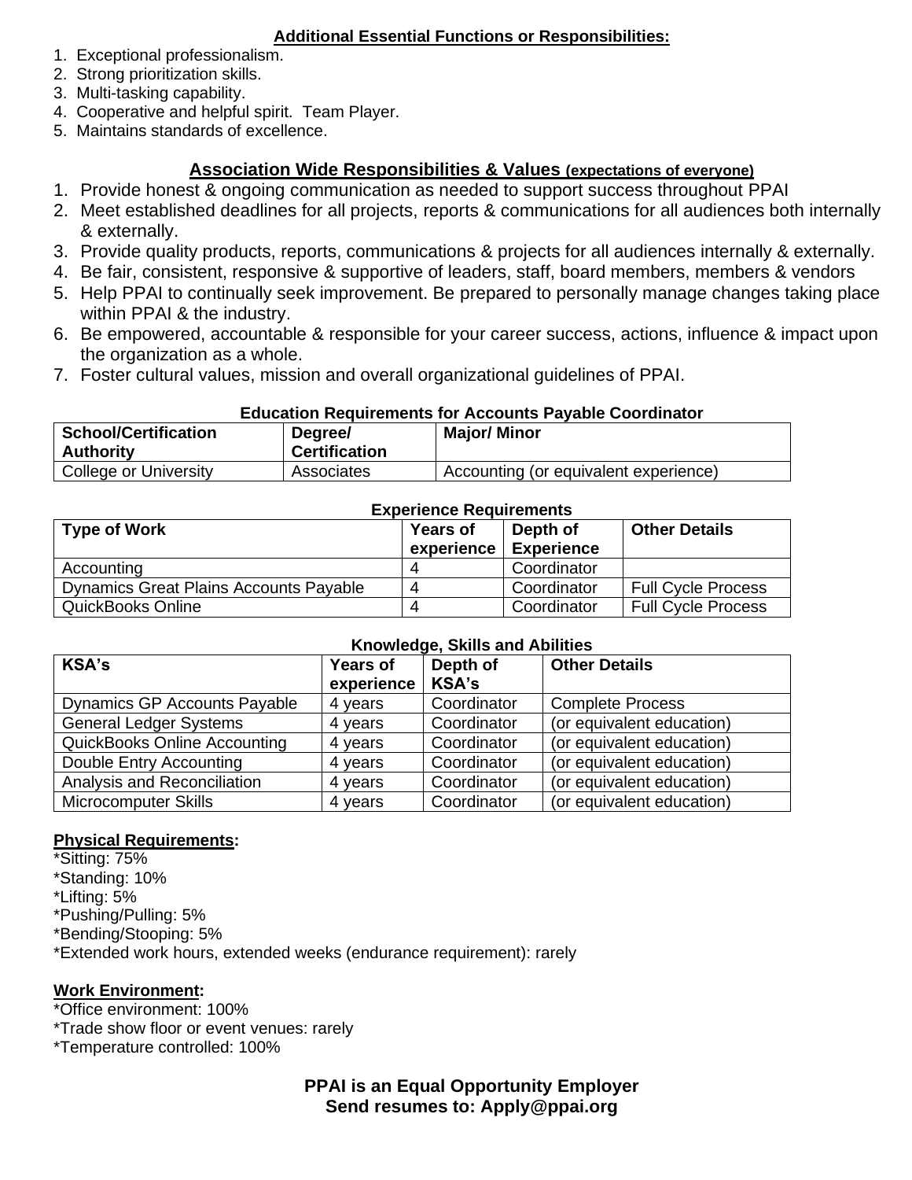**Additional Essential Functions or Responsibilities:**

1. Exceptional professionalism.
2. Strong prioritization skills.
3. Multi-tasking capability.
4. Cooperative and helpful spirit. Team Player.
5. Maintains standards of excellence.

## Association Wide Responsibilities & Values (expectations of everyone)

1. Provide honest & ongoing communication as needed to support success throughout PPAI
2. Meet established deadlines for all projects, reports & communications for all audiences both internally & externally.
3. Provide quality products, reports, communications & projects for all audiences internally & externally.
4. Be fair, consistent, responsive & supportive of leaders, staff, board members, members & vendors
5. Help PPAI to continually seek improvement. Be prepared to personally manage changes taking place within PPAI & the industry.
6. Be empowered, accountable & responsible for your career success, actions, influence & impact upon the organization as a whole.
7. Foster cultural values, mission and overall organizational guidelines of PPAI.

**Education Requirements for Accounts Payable Coordinator**

| School/Certification Authority | Degree/ Certification | Major/ Minor |
|---|---|---|
| College or University | Associates | Accounting (or equivalent experience) |

**Experience Requirements**

| Type of Work | Years of experience | Depth of Experience | Other Details |
|---|---|---|---|
| Accounting | 4 | Coordinator | |
| Dynamics Great Plains Accounts Payable | 4 | Coordinator | Full Cycle Process |
| QuickBooks Online | 4 | Coordinator | Full Cycle Process |

**Knowledge, Skills and Abilities**

| KSA's | Years of experience | Depth of KSA's | Other Details |
|---|---|---|---|
| Dynamics GP Accounts Payable | 4 years | Coordinator | Complete Process |
| General Ledger Systems | 4 years | Coordinator | (or equivalent education) |
| QuickBooks Online Accounting | 4 years | Coordinator | (or equivalent education) |
| Double Entry Accounting | 4 years | Coordinator | (or equivalent education) |
| Analysis and Reconciliation | 4 years | Coordinator | (or equivalent education) |
| Microcomputer Skills | 4 years | Coordinator | (or equivalent education) |

**Physical Requirements:**

*Sitting: 75%
*Standing: 10%
*Lifting: 5%
*Pushing/Pulling: 5%
*Bending/Stooping: 5%
*Extended work hours, extended weeks (endurance requirement): rarely

**Work Environment:**

*Office environment: 100%
*Trade show floor or event venues: rarely
*Temperature controlled: 100%

**PPAI is an Equal Opportunity Employer**
**Send resumes to: Apply@ppai.org**